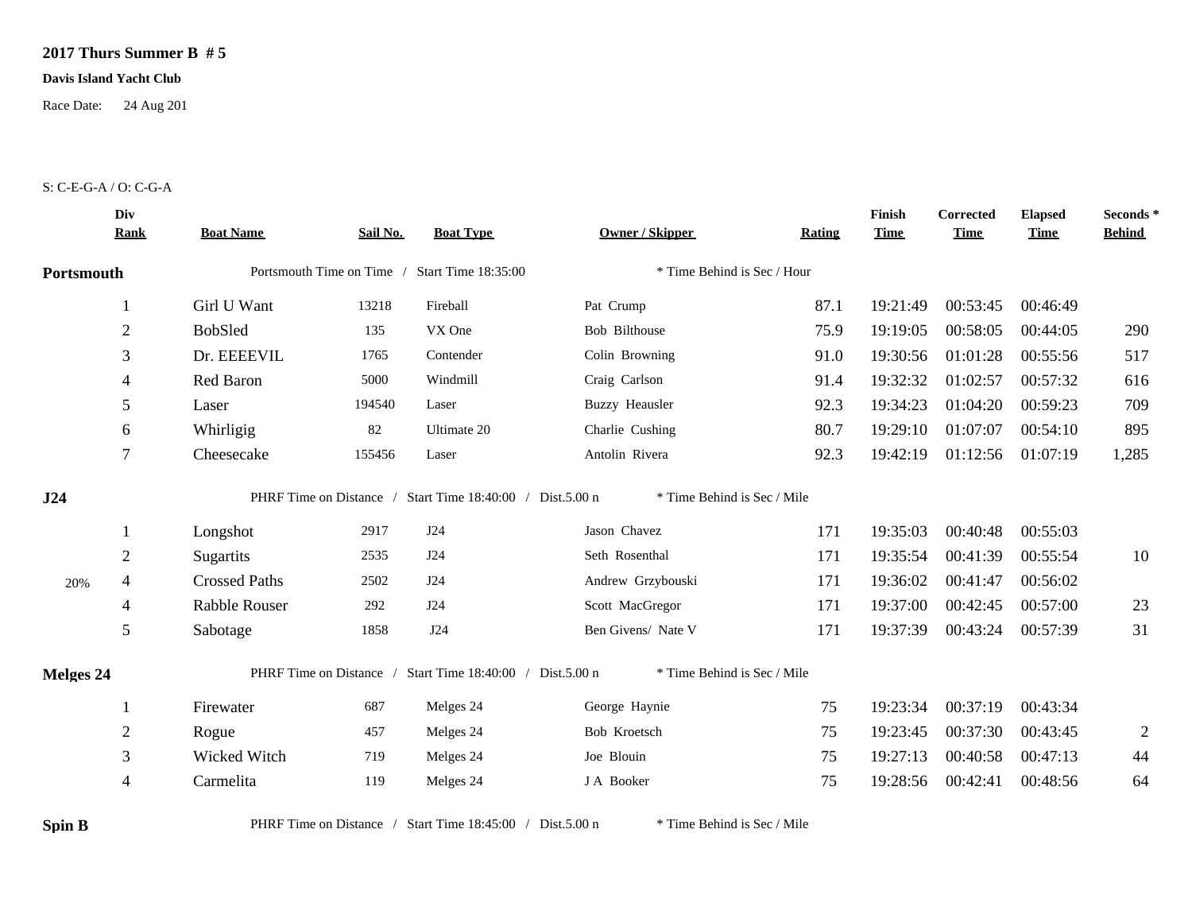**2017 Thurs Summer B # 5**

**Davis Island Yacht Club**

Race Date: 24 Aug 201

S: C-E-G-A / O: C-G-A

| | Div Rank | Boat Name | Sail No. | Boat Type | Owner / Skipper | Rating | Finish Time | Corrected Time | Elapsed Time | Seconds * Behind |
|---|---|---|---|---|---|---|---|---|---|---|
| **Portsmouth** | | Portsmouth Time on Time / Start Time 18:35:00 | | | * Time Behind is Sec / Hour | | | | | |
| | 1 | Girl U Want | 13218 | Fireball | Pat Crump | 87.1 | 19:21:49 | 00:53:45 | 00:46:49 | |
| | 2 | BobSled | 135 | VX One | Bob Bilthouse | 75.9 | 19:19:05 | 00:58:05 | 00:44:05 | 290 |
| | 3 | Dr. EEEEVIL | 1765 | Contender | Colin Browning | 91.0 | 19:30:56 | 01:01:28 | 00:55:56 | 517 |
| | 4 | Red Baron | 5000 | Windmill | Craig Carlson | 91.4 | 19:32:32 | 01:02:57 | 00:57:32 | 616 |
| | 5 | Laser | 194540 | Laser | Buzzy Heausler | 92.3 | 19:34:23 | 01:04:20 | 00:59:23 | 709 |
| | 6 | Whirligig | 82 | Ultimate 20 | Charlie Cushing | 80.7 | 19:29:10 | 01:07:07 | 00:54:10 | 895 |
| | 7 | Cheesecake | 155456 | Laser | Antolin Rivera | 92.3 | 19:42:19 | 01:12:56 | 01:07:19 | 1,285 |
| **J24** | | PHRF Time on Distance / Start Time 18:40:00 / Dist.5.00 n | | | * Time Behind is Sec / Mile | | | | | |
| | 1 | Longshot | 2917 | J24 | Jason Chavez | 171 | 19:35:03 | 00:40:48 | 00:55:03 | |
| | 2 | Sugartits | 2535 | J24 | Seth Rosenthal | 171 | 19:35:54 | 00:41:39 | 00:55:54 | 10 |
| 20% | 4 | Crossed Paths | 2502 | J24 | Andrew Grzybouski | 171 | 19:36:02 | 00:41:47 | 00:56:02 | |
| | 4 | Rabble Rouser | 292 | J24 | Scott MacGregor | 171 | 19:37:00 | 00:42:45 | 00:57:00 | 23 |
| | 5 | Sabotage | 1858 | J24 | Ben Givens/ Nate V | 171 | 19:37:39 | 00:43:24 | 00:57:39 | 31 |
| **Melges 24** | | PHRF Time on Distance / Start Time 18:40:00 / Dist.5.00 n | | | * Time Behind is Sec / Mile | | | | | |
| | 1 | Firewater | 687 | Melges 24 | George Haynie | 75 | 19:23:34 | 00:37:19 | 00:43:34 | |
| | 2 | Rogue | 457 | Melges 24 | Bob Kroetsch | 75 | 19:23:45 | 00:37:30 | 00:43:45 | 2 |
| | 3 | Wicked Witch | 719 | Melges 24 | Joe Blouin | 75 | 19:27:13 | 00:40:58 | 00:47:13 | 44 |
| | 4 | Carmelita | 119 | Melges 24 | J A Booker | 75 | 19:28:56 | 00:42:41 | 00:48:56 | 64 |
| **Spin B** | | PHRF Time on Distance / Start Time 18:45:00 / Dist.5.00 n | | | * Time Behind is Sec / Mile | | | | | |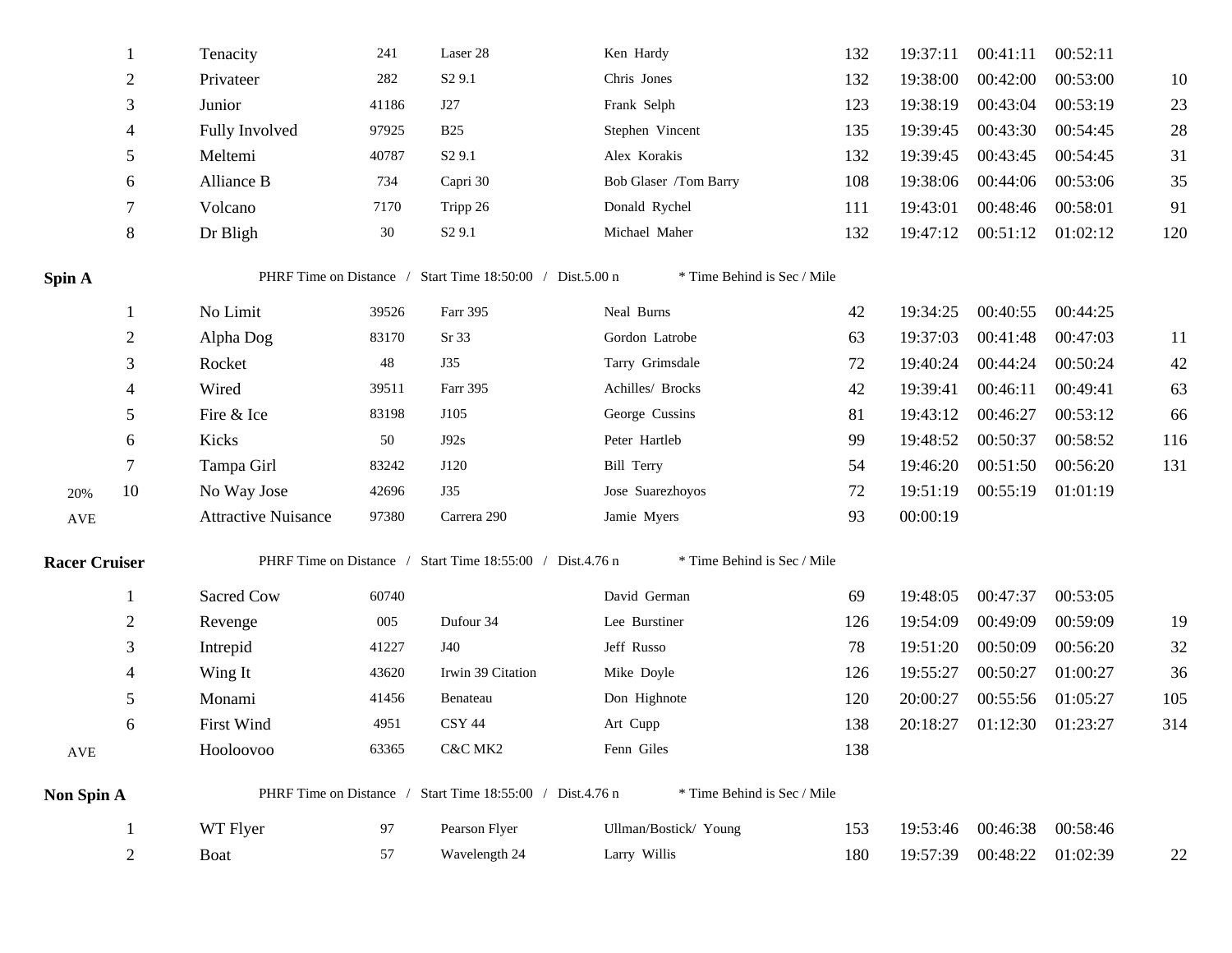| | Place | Boat | Sail # | Type | Skipper | PHRF | Finish | Elapsed | Corrected | Time Behind |
|---|---|---|---|---|---|---|---|---|---|---|
| | 1 | Tenacity | 241 | Laser 28 | Ken Hardy | 132 | 19:37:11 | 00:41:11 | 00:52:11 | |
| | 2 | Privateer | 282 | S2 9.1 | Chris Jones | 132 | 19:38:00 | 00:42:00 | 00:53:00 | 10 |
| | 3 | Junior | 41186 | J27 | Frank Selph | 123 | 19:38:19 | 00:43:04 | 00:53:19 | 23 |
| | 4 | Fully Involved | 97925 | B25 | Stephen Vincent | 135 | 19:39:45 | 00:43:30 | 00:54:45 | 28 |
| | 5 | Meltemi | 40787 | S2 9.1 | Alex Korakis | 132 | 19:39:45 | 00:43:45 | 00:54:45 | 31 |
| | 6 | Alliance B | 734 | Capri 30 | Bob Glaser /Tom Barry | 108 | 19:38:06 | 00:44:06 | 00:53:06 | 35 |
| | 7 | Volcano | 7170 | Tripp 26 | Donald Rychel | 111 | 19:43:01 | 00:48:46 | 00:58:01 | 91 |
| | 8 | Dr Bligh | 30 | S2 9.1 | Michael Maher | 132 | 19:47:12 | 00:51:12 | 01:02:12 | 120 |

**Spin A** — PHRF Time on Distance / Start Time 18:50:00 / Dist.5.00 n — * Time Behind is Sec / Mile

| | Place | Boat | Sail # | Type | Skipper | PHRF | Finish | Elapsed | Corrected | Time Behind |
|---|---|---|---|---|---|---|---|---|---|---|
| | 1 | No Limit | 39526 | Farr 395 | Neal Burns | 42 | 19:34:25 | 00:40:55 | 00:44:25 | |
| | 2 | Alpha Dog | 83170 | Sr 33 | Gordon Latrobe | 63 | 19:37:03 | 00:41:48 | 00:47:03 | 11 |
| | 3 | Rocket | 48 | J35 | Tarry Grimsdale | 72 | 19:40:24 | 00:44:24 | 00:50:24 | 42 |
| | 4 | Wired | 39511 | Farr 395 | Achilles/ Brocks | 42 | 19:39:41 | 00:46:11 | 00:49:41 | 63 |
| | 5 | Fire & Ice | 83198 | J105 | George Cussins | 81 | 19:43:12 | 00:46:27 | 00:53:12 | 66 |
| | 6 | Kicks | 50 | J92s | Peter Hartleb | 99 | 19:48:52 | 00:50:37 | 00:58:52 | 116 |
| | 7 | Tampa Girl | 83242 | J120 | Bill Terry | 54 | 19:46:20 | 00:51:50 | 00:56:20 | 131 |
| 20% | 10 | No Way Jose | 42696 | J35 | Jose Suarezhoyos | 72 | 19:51:19 | 00:55:19 | 01:01:19 | |
| AVE | | Attractive Nuisance | 97380 | Carrera 290 | Jamie Myers | 93 | 00:00:19 | | | |

**Racer Cruiser** — PHRF Time on Distance / Start Time 18:55:00 / Dist.4.76 n — * Time Behind is Sec / Mile

| | Place | Boat | Sail # | Type | Skipper | PHRF | Finish | Elapsed | Corrected | Time Behind |
|---|---|---|---|---|---|---|---|---|---|---|
| | 1 | Sacred Cow | 60740 | | David German | 69 | 19:48:05 | 00:47:37 | 00:53:05 | |
| | 2 | Revenge | 005 | Dufour 34 | Lee Burstiner | 126 | 19:54:09 | 00:49:09 | 00:59:09 | 19 |
| | 3 | Intrepid | 41227 | J40 | Jeff Russo | 78 | 19:51:20 | 00:50:09 | 00:56:20 | 32 |
| | 4 | Wing It | 43620 | Irwin 39 Citation | Mike Doyle | 126 | 19:55:27 | 00:50:27 | 01:00:27 | 36 |
| | 5 | Monami | 41456 | Benateau | Don Highnote | 120 | 20:00:27 | 00:55:56 | 01:05:27 | 105 |
| | 6 | First Wind | 4951 | CSY 44 | Art Cupp | 138 | 20:18:27 | 01:12:30 | 01:23:27 | 314 |
| AVE | | Hooloovoo | 63365 | C&C MK2 | Fenn Giles | 138 | | | | |

**Non Spin A** — PHRF Time on Distance / Start Time 18:55:00 / Dist.4.76 n — * Time Behind is Sec / Mile

| | Place | Boat | Sail # | Type | Skipper | PHRF | Finish | Elapsed | Corrected | Time Behind |
|---|---|---|---|---|---|---|---|---|---|---|
| | 1 | WT Flyer | 97 | Pearson Flyer | Ullman/Bostick/ Young | 153 | 19:53:46 | 00:46:38 | 00:58:46 | |
| | 2 | Boat | 57 | Wavelength 24 | Larry Willis | 180 | 19:57:39 | 00:48:22 | 01:02:39 | 22 |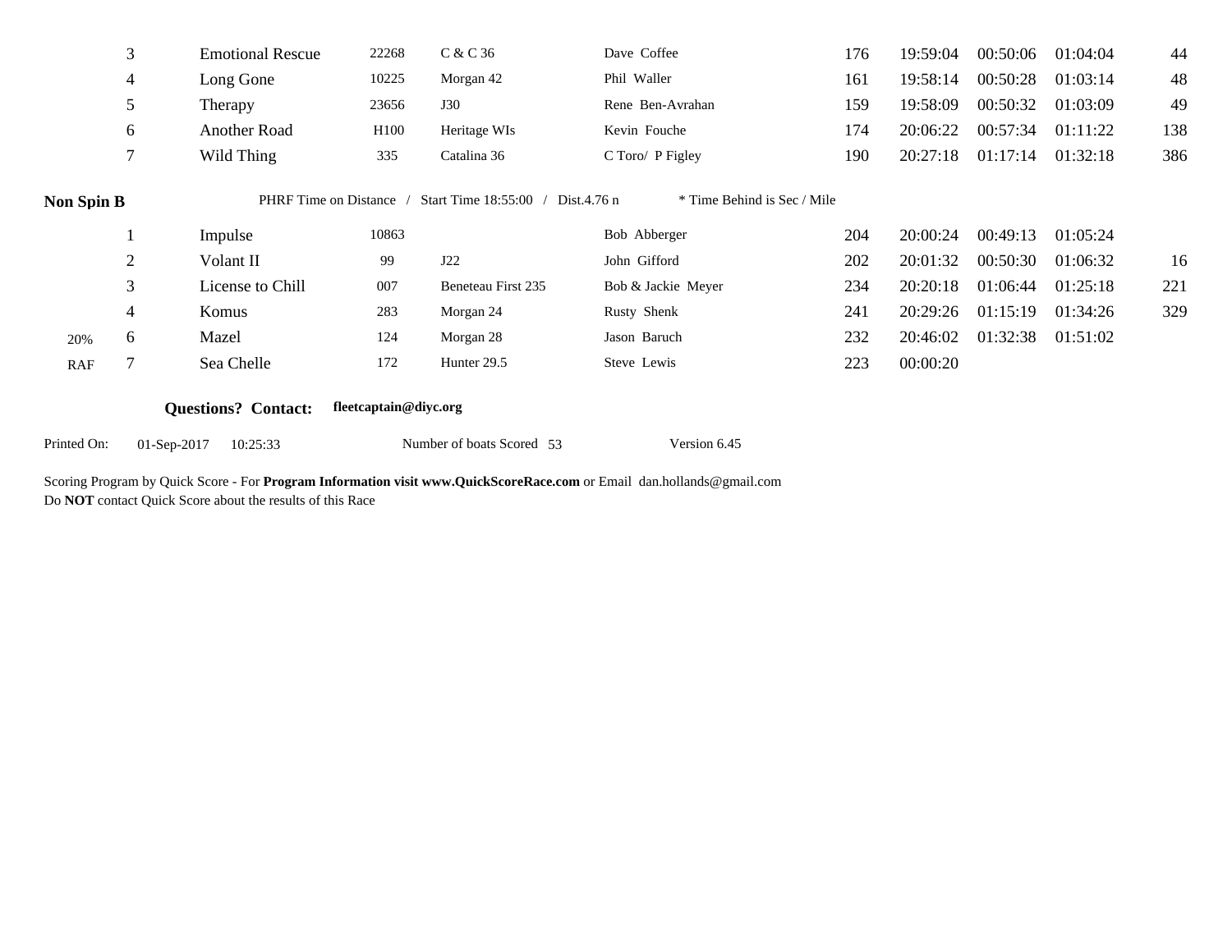| | | | | | | | | | | |
|---|---|---|---|---|---|---|---|---|---|---|
| | 3 | Emotional Rescue | 22268 | C & C 36 | Dave Coffee | 176 | 19:59:04 | 00:50:06 | 01:04:04 | 44 |
| | 4 | Long Gone | 10225 | Morgan 42 | Phil Waller | 161 | 19:58:14 | 00:50:28 | 01:03:14 | 48 |
| | 5 | Therapy | 23656 | J30 | Rene Ben-Avrahan | 159 | 19:58:09 | 00:50:32 | 01:03:09 | 49 |
| | 6 | Another Road | H100 | Heritage WIs | Kevin Fouche | 174 | 20:06:22 | 00:57:34 | 01:11:22 | 138 |
| | 7 | Wild Thing | 335 | Catalina 36 | C Toro/ P Figley | 190 | 20:27:18 | 01:17:14 | 01:32:18 | 386 |

**Non Spin B** PHRF Time on Distance / Start Time 18:55:00 / Dist.4.76 n * Time Behind is Sec / Mile

| | | | | | | | | | | |
|---|---|---|---|---|---|---|---|---|---|---|
| | 1 | Impulse | 10863 | | Bob Abberger | 204 | 20:00:24 | 00:49:13 | 01:05:24 | |
| | 2 | Volant II | 99 | J22 | John Gifford | 202 | 20:01:32 | 00:50:30 | 01:06:32 | 16 |
| | 3 | License to Chill | 007 | Beneteau First 235 | Bob & Jackie Meyer | 234 | 20:20:18 | 01:06:44 | 01:25:18 | 221 |
| | 4 | Komus | 283 | Morgan 24 | Rusty Shenk | 241 | 20:29:26 | 01:15:19 | 01:34:26 | 329 |
| 20% | 6 | Mazel | 124 | Morgan 28 | Jason Baruch | 232 | 20:46:02 | 01:32:38 | 01:51:02 | |
| RAF | 7 | Sea Chelle | 172 | Hunter 29.5 | Steve Lewis | 223 | 00:00:20 | | | |

**Questions? Contact:** **fleetcaptain@diyc.org**

Printed On: 01-Sep-2017 10:25:33 Number of boats Scored 53 Version 6.45

Scoring Program by Quick Score - For **Program Information visit www.QuickScoreRace.com** or Email dan.hollands@gmail.com
Do **NOT** contact Quick Score about the results of this Race